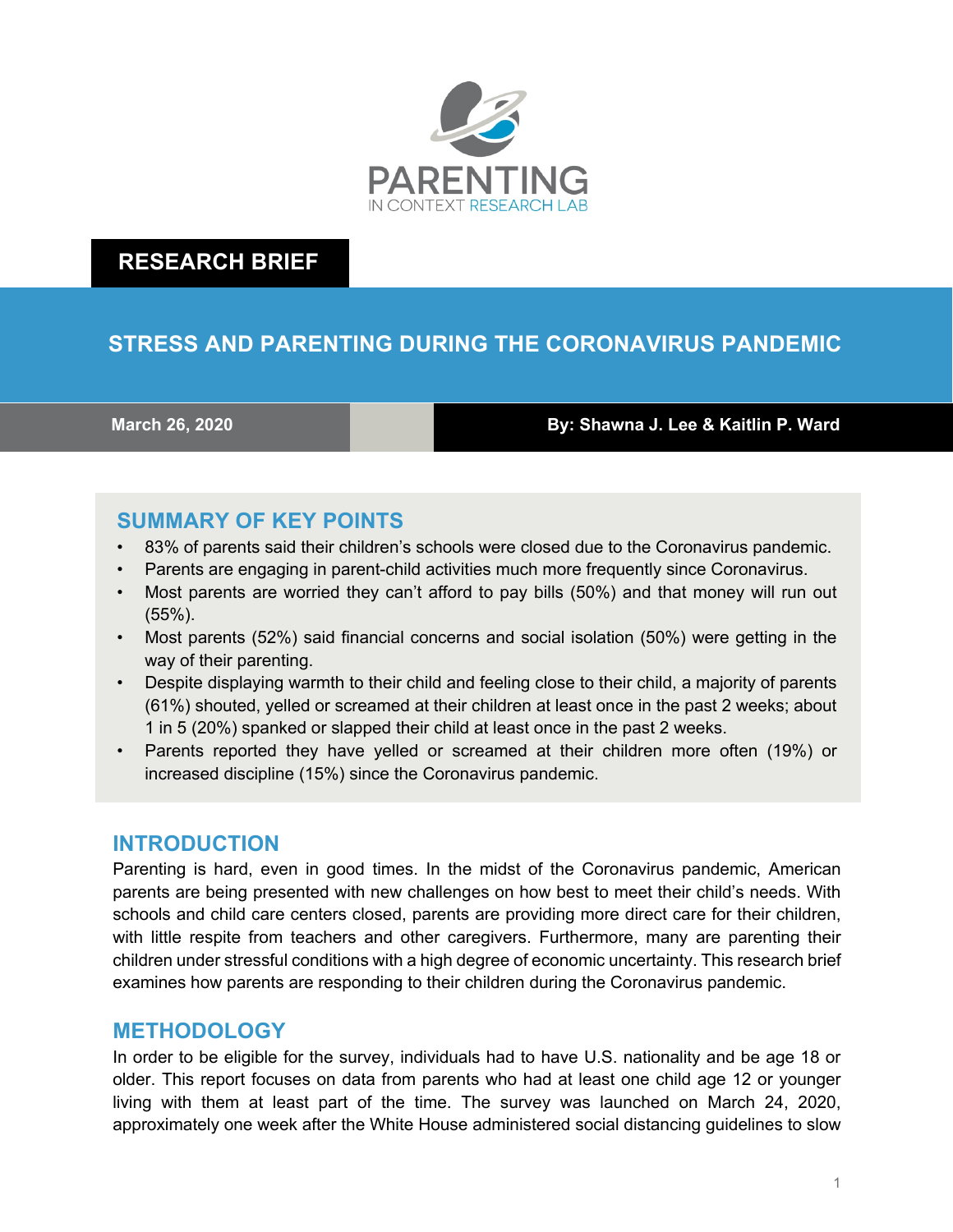PARENTING
IN CONTEXT RESEARCH LAB

**RESEARCH BRIEF**

# STRESS AND PARENTING DURING THE CORONAVIRUS PANDEMIC

**March 26, 2020** | **By: Shawna J. Lee & Kaitlin P. Ward**

## SUMMARY OF KEY POINTS

- 83% of parents said their children's schools were closed due to the Coronavirus pandemic.
- Parents are engaging in parent-child activities much more frequently since Coronavirus.
- Most parents are worried they can't afford to pay bills (50%) and that money will run out (55%).
- Most parents (52%) said financial concerns and social isolation (50%) were getting in the way of their parenting.
- Despite displaying warmth to their child and feeling close to their child, a majority of parents (61%) shouted, yelled or screamed at their children at least once in the past 2 weeks; about 1 in 5 (20%) spanked or slapped their child at least once in the past 2 weeks.
- Parents reported they have yelled or screamed at their children more often (19%) or increased discipline (15%) since the Coronavirus pandemic.

## INTRODUCTION

Parenting is hard, even in good times. In the midst of the Coronavirus pandemic, American parents are being presented with new challenges on how best to meet their child's needs. With schools and child care centers closed, parents are providing more direct care for their children, with little respite from teachers and other caregivers. Furthermore, many are parenting their children under stressful conditions with a high degree of economic uncertainty. This research brief examines how parents are responding to their children during the Coronavirus pandemic.

## METHODOLOGY

In order to be eligible for the survey, individuals had to have U.S. nationality and be age 18 or older. This report focuses on data from parents who had at least one child age 12 or younger living with them at least part of the time. The survey was launched on March 24, 2020, approximately one week after the White House administered social distancing guidelines to slow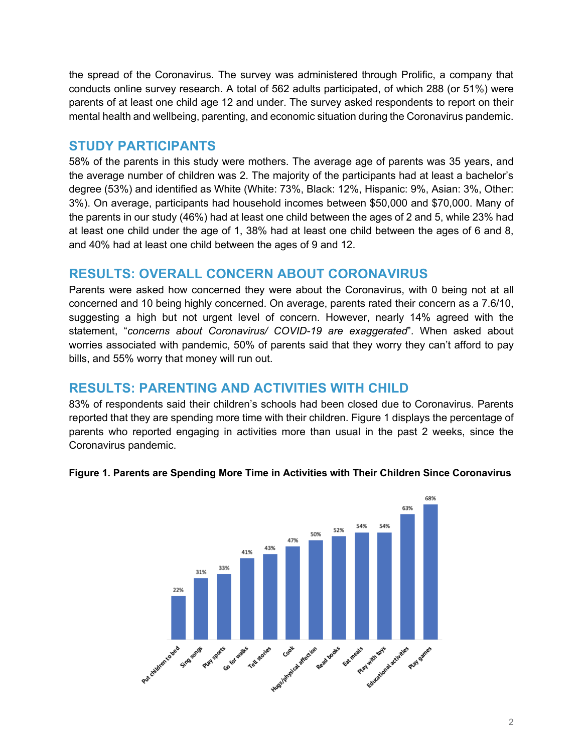the spread of the Coronavirus. The survey was administered through Prolific, a company that conducts online survey research. A total of 562 adults participated, of which 288 (or 51%) were parents of at least one child age 12 and under. The survey asked respondents to report on their mental health and wellbeing, parenting, and economic situation during the Coronavirus pandemic.

## STUDY PARTICIPANTS

58% of the parents in this study were mothers. The average age of parents was 35 years, and the average number of children was 2. The majority of the participants had at least a bachelor's degree (53%) and identified as White (White: 73%, Black: 12%, Hispanic: 9%, Asian: 3%, Other: 3%). On average, participants had household incomes between $50,000 and $70,000. Many of the parents in our study (46%) had at least one child between the ages of 2 and 5, while 23% had at least one child under the age of 1, 38% had at least one child between the ages of 6 and 8, and 40% had at least one child between the ages of 9 and 12.

## RESULTS: OVERALL CONCERN ABOUT CORONAVIRUS

Parents were asked how concerned they were about the Coronavirus, with 0 being not at all concerned and 10 being highly concerned. On average, parents rated their concern as a 7.6/10, suggesting a high but not urgent level of concern. However, nearly 14% agreed with the statement, "*concerns about Coronavirus/ COVID-19 are exaggerated*". When asked about worries associated with pandemic, 50% of parents said that they worry they can't afford to pay bills, and 55% worry that money will run out.

## RESULTS: PARENTING AND ACTIVITIES WITH CHILD

83% of respondents said their children's schools had been closed due to Coronavirus. Parents reported that they are spending more time with their children. Figure 1 displays the percentage of parents who reported engaging in activities more than usual in the past 2 weeks, since the Coronavirus pandemic.

**Figure 1. Parents are Spending More Time in Activities with Their Children Since Coronavirus**

| Activity | Percentage |
|---|---|
| Put children to bed | 22% |
| Sing songs | 31% |
| Play sports | 33% |
| Go for walks | 41% |
| Tell stories | 43% |
| Cook | 47% |
| Hugs/physical affection | 50% |
| Read books | 52% |
| Eat meals | 54% |
| Play with toys | 54% |
| Educational activities | 63% |
| Play games | 68% |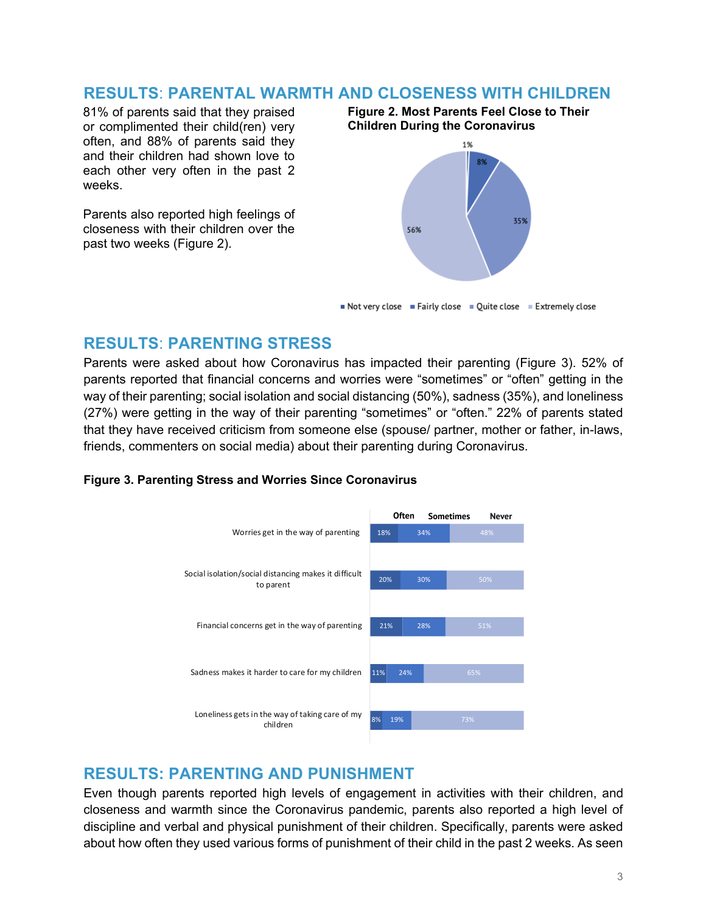## RESULTS: PARENTAL WARMTH AND CLOSENESS WITH CHILDREN

81% of parents said that they praised or complimented their child(ren) very often, and 88% of parents said they and their children had shown love to each other very often in the past 2 weeks.

Parents also reported high feelings of closeness with their children over the past two weeks (Figure 2).

**Figure 2. Most Parents Feel Close to Their Children During the Coronavirus**

| Closeness | Percent |
|---|---|
| Not very close | 1% |
| Fairly close | 8% |
| Quite close | 35% |
| Extremely close | 56% |

## RESULTS: PARENTING STRESS

Parents were asked about how Coronavirus has impacted their parenting (Figure 3). 52% of parents reported that financial concerns and worries were "sometimes" or "often" getting in the way of their parenting; social isolation and social distancing (50%), sadness (35%), and loneliness (27%) were getting in the way of their parenting "sometimes" or "often." 22% of parents stated that they have received criticism from someone else (spouse/ partner, mother or father, in-laws, friends, commenters on social media) about their parenting during Coronavirus.

**Figure 3. Parenting Stress and Worries Since Coronavirus**

| | Often | Sometimes | Never |
|---|---|---|---|
| Worries get in the way of parenting | 18% | 34% | 48% |
| Social isolation/social distancing makes it difficult to parent | 20% | 30% | 50% |
| Financial concerns get in the way of parenting | 21% | 28% | 51% |
| Sadness makes it harder to care for my children | 11% | 24% | 65% |
| Loneliness gets in the way of taking care of my children | 8% | 19% | 73% |

## RESULTS: PARENTING AND PUNISHMENT

Even though parents reported high levels of engagement in activities with their children, and closeness and warmth since the Coronavirus pandemic, parents also reported a high level of discipline and verbal and physical punishment of their children. Specifically, parents were asked about how often they used various forms of punishment of their child in the past 2 weeks. As seen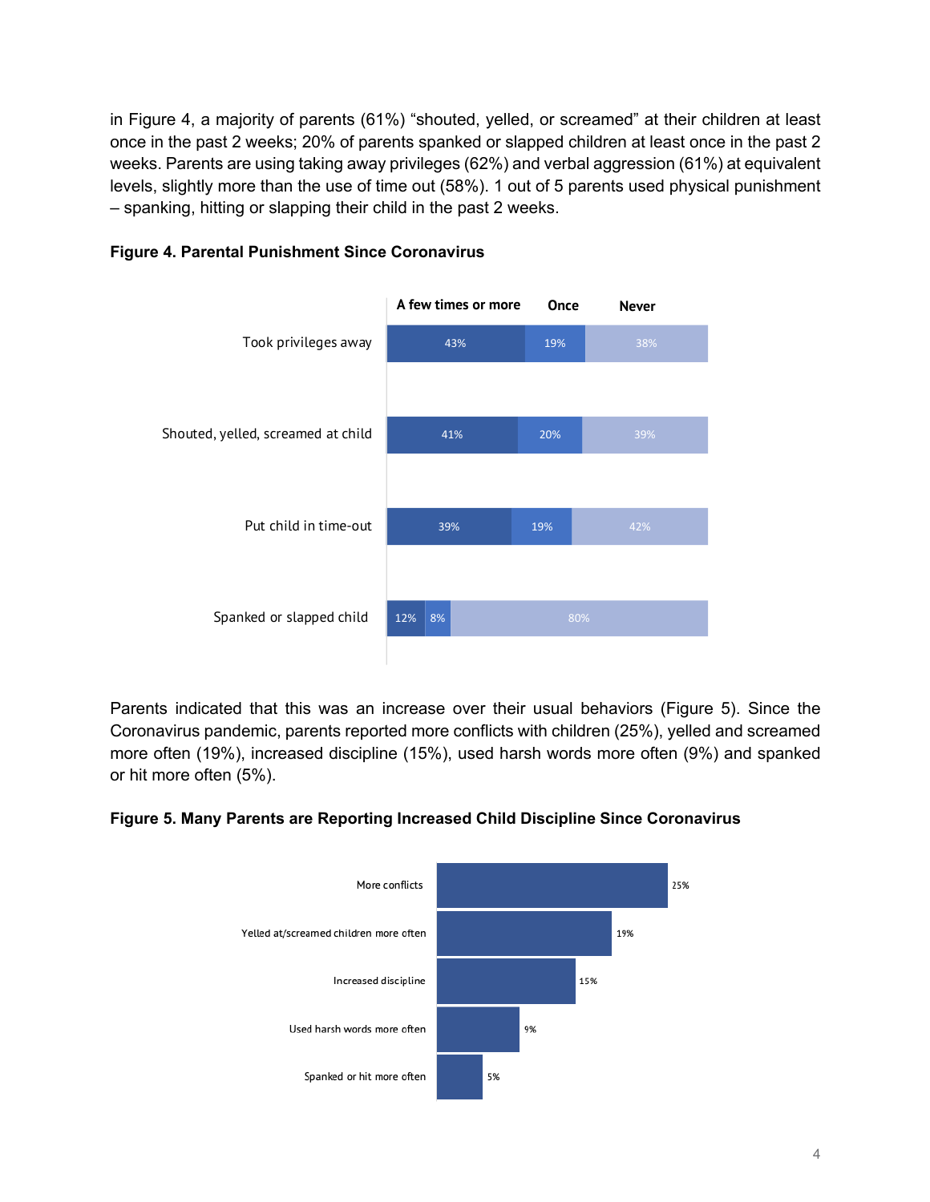in Figure 4, a majority of parents (61%) “shouted, yelled, or screamed” at their children at least once in the past 2 weeks; 20% of parents spanked or slapped children at least once in the past 2 weeks. Parents are using taking away privileges (62%) and verbal aggression (61%) at equivalent levels, slightly more than the use of time out (58%). 1 out of 5 parents used physical punishment – spanking, hitting or slapping their child in the past 2 weeks.

**Figure 4. Parental Punishment Since Coronavirus**

| | A few times or more | Once | Never |
|---|---|---|---|
| Took privileges away | 43% | 19% | 38% |
| Shouted, yelled, screamed at child | 41% | 20% | 39% |
| Put child in time-out | 39% | 19% | 42% |
| Spanked or slapped child | 12% | 8% | 80% |

Parents indicated that this was an increase over their usual behaviors (Figure 5). Since the Coronavirus pandemic, parents reported more conflicts with children (25%), yelled and screamed more often (19%), increased discipline (15%), used harsh words more often (9%) and spanked or hit more often (5%).

**Figure 5. Many Parents are Reporting Increased Child Discipline Since Coronavirus**

| | |
|---|---|
| More conflicts | 25% |
| Yelled at/screamed children more often | 19% |
| Increased discipline | 15% |
| Used harsh words more often | 9% |
| Spanked or hit more often | 5% |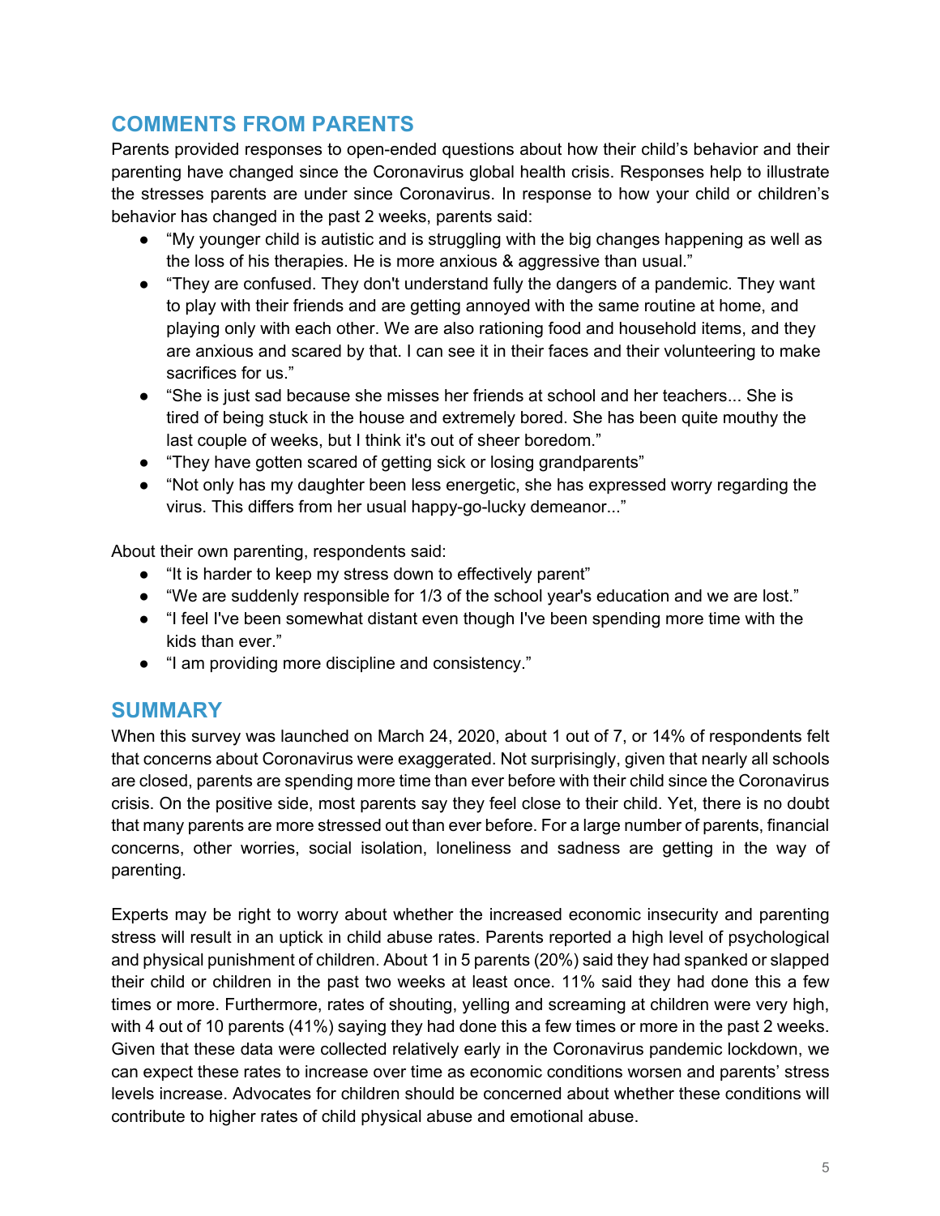## COMMENTS FROM PARENTS

Parents provided responses to open-ended questions about how their child's behavior and their parenting have changed since the Coronavirus global health crisis. Responses help to illustrate the stresses parents are under since Coronavirus. In response to how your child or children's behavior has changed in the past 2 weeks, parents said:

- "My younger child is autistic and is struggling with the big changes happening as well as the loss of his therapies. He is more anxious & aggressive than usual."
- "They are confused. They don't understand fully the dangers of a pandemic. They want to play with their friends and are getting annoyed with the same routine at home, and playing only with each other. We are also rationing food and household items, and they are anxious and scared by that. I can see it in their faces and their volunteering to make sacrifices for us."
- "She is just sad because she misses her friends at school and her teachers... She is tired of being stuck in the house and extremely bored. She has been quite mouthy the last couple of weeks, but I think it's out of sheer boredom."
- "They have gotten scared of getting sick or losing grandparents"
- "Not only has my daughter been less energetic, she has expressed worry regarding the virus. This differs from her usual happy-go-lucky demeanor..."

About their own parenting, respondents said:

- "It is harder to keep my stress down to effectively parent"
- "We are suddenly responsible for 1/3 of the school year's education and we are lost."
- "I feel I've been somewhat distant even though I've been spending more time with the kids than ever."
- "I am providing more discipline and consistency."

## SUMMARY

When this survey was launched on March 24, 2020, about 1 out of 7, or 14% of respondents felt that concerns about Coronavirus were exaggerated. Not surprisingly, given that nearly all schools are closed, parents are spending more time than ever before with their child since the Coronavirus crisis. On the positive side, most parents say they feel close to their child. Yet, there is no doubt that many parents are more stressed out than ever before. For a large number of parents, financial concerns, other worries, social isolation, loneliness and sadness are getting in the way of parenting.

Experts may be right to worry about whether the increased economic insecurity and parenting stress will result in an uptick in child abuse rates. Parents reported a high level of psychological and physical punishment of children. About 1 in 5 parents (20%) said they had spanked or slapped their child or children in the past two weeks at least once. 11% said they had done this a few times or more. Furthermore, rates of shouting, yelling and screaming at children were very high, with 4 out of 10 parents (41%) saying they had done this a few times or more in the past 2 weeks. Given that these data were collected relatively early in the Coronavirus pandemic lockdown, we can expect these rates to increase over time as economic conditions worsen and parents' stress levels increase. Advocates for children should be concerned about whether these conditions will contribute to higher rates of child physical abuse and emotional abuse.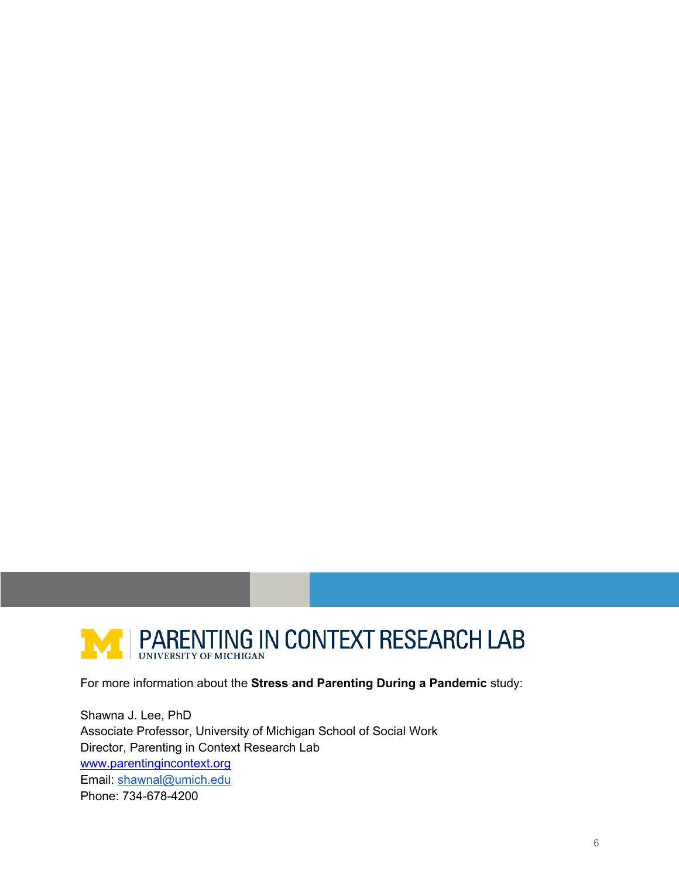PARENTING IN CONTEXT RESEARCH LAB
UNIVERSITY OF MICHIGAN

For more information about the **Stress and Parenting During a Pandemic** study:

Shawna J. Lee, PhD
Associate Professor, University of Michigan School of Social Work
Director, Parenting in Context Research Lab
www.parentingincontext.org
Email: shawnal@umich.edu
Phone: 734-678-4200